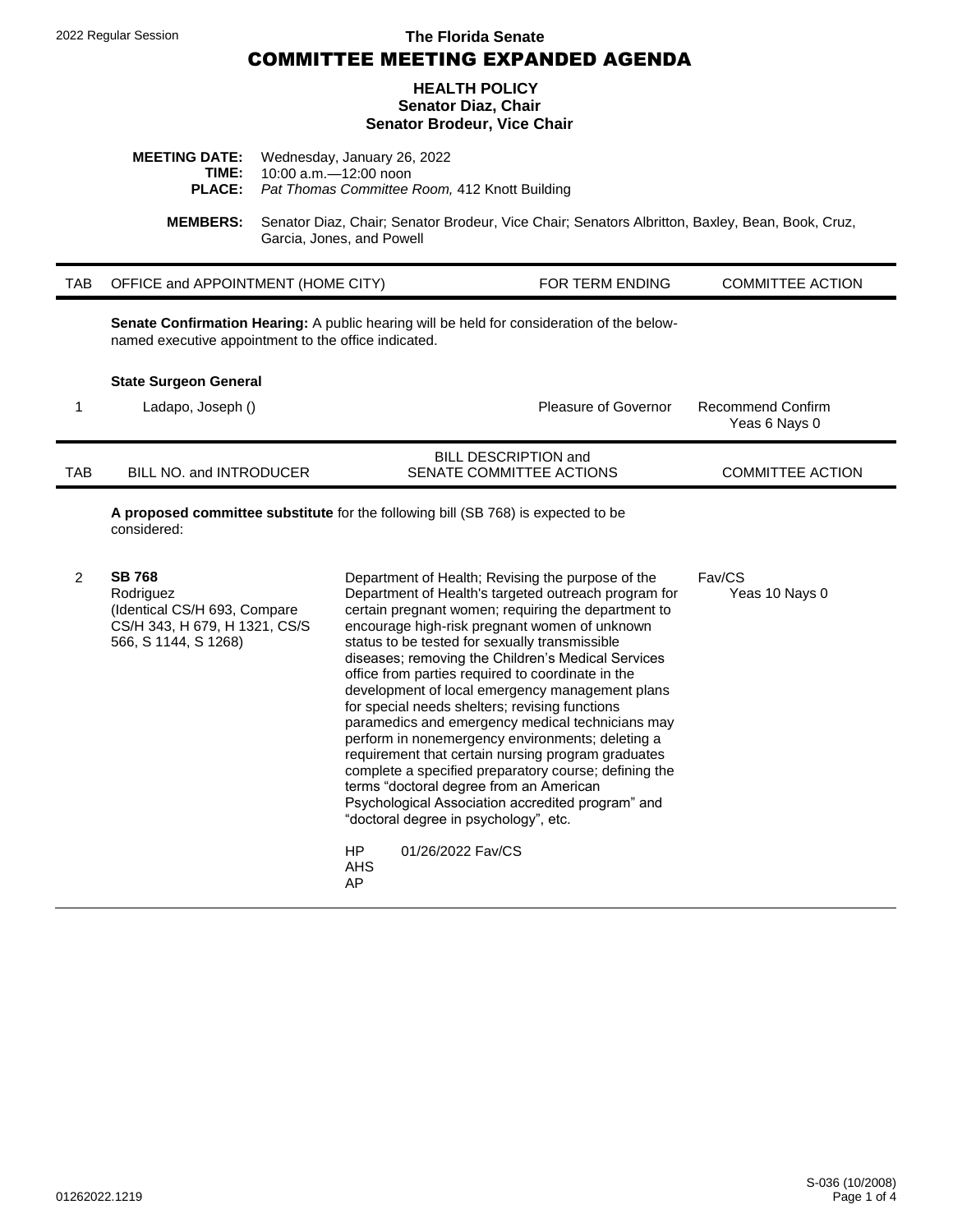2022 Regular Session

**The Florida Senate**

# COMMITTEE MEETING EXPANDED AGENDA

**HEALTH POLICY**
**Senator Diaz, Chair**
**Senator Brodeur, Vice Chair**

**MEETING DATE:** Wednesday, January 26, 2022
**TIME:** 10:00 a.m.—12:00 noon
**PLACE:** *Pat Thomas Committee Room,* 412 Knott Building

**MEMBERS:** Senator Diaz, Chair; Senator Brodeur, Vice Chair; Senators Albritton, Baxley, Bean, Book, Cruz, Garcia, Jones, and Powell

| TAB | OFFICE and APPOINTMENT (HOME CITY) | FOR TERM ENDING | COMMITTEE ACTION |
|---|---|---|---|
| | **Senate Confirmation Hearing:** A public hearing will be held for consideration of the below-named executive appointment to the office indicated. | | |
| | **State Surgeon General** | | |
| 1 | Ladapo, Joseph () | Pleasure of Governor | Recommend Confirm Yeas 6 Nays 0 |

| TAB | BILL NO. and INTRODUCER | BILL DESCRIPTION and SENATE COMMITTEE ACTIONS | COMMITTEE ACTION |
|---|---|---|---|
| | **A proposed committee substitute** for the following bill (SB 768) is expected to be considered: | | |
| 2 | **SB 768** Rodriguez (Identical CS/H 693, Compare CS/H 343, H 679, H 1321, CS/S 566, S 1144, S 1268) | Department of Health; Revising the purpose of the Department of Health's targeted outreach program for certain pregnant women; requiring the department to encourage high-risk pregnant women of unknown status to be tested for sexually transmissible diseases; removing the Children's Medical Services office from parties required to coordinate in the development of local emergency management plans for special needs shelters; revising functions paramedics and emergency medical technicians may perform in nonemergency environments; deleting a requirement that certain nursing program graduates complete a specified preparatory course; defining the terms "doctoral degree from an American Psychological Association accredited program" and "doctoral degree in psychology", etc.<br><br>HP 01/26/2022 Fav/CS<br>AHS<br>AP | Fav/CS Yeas 10 Nays 0 |

01262022.1219

S-036 (10/2008)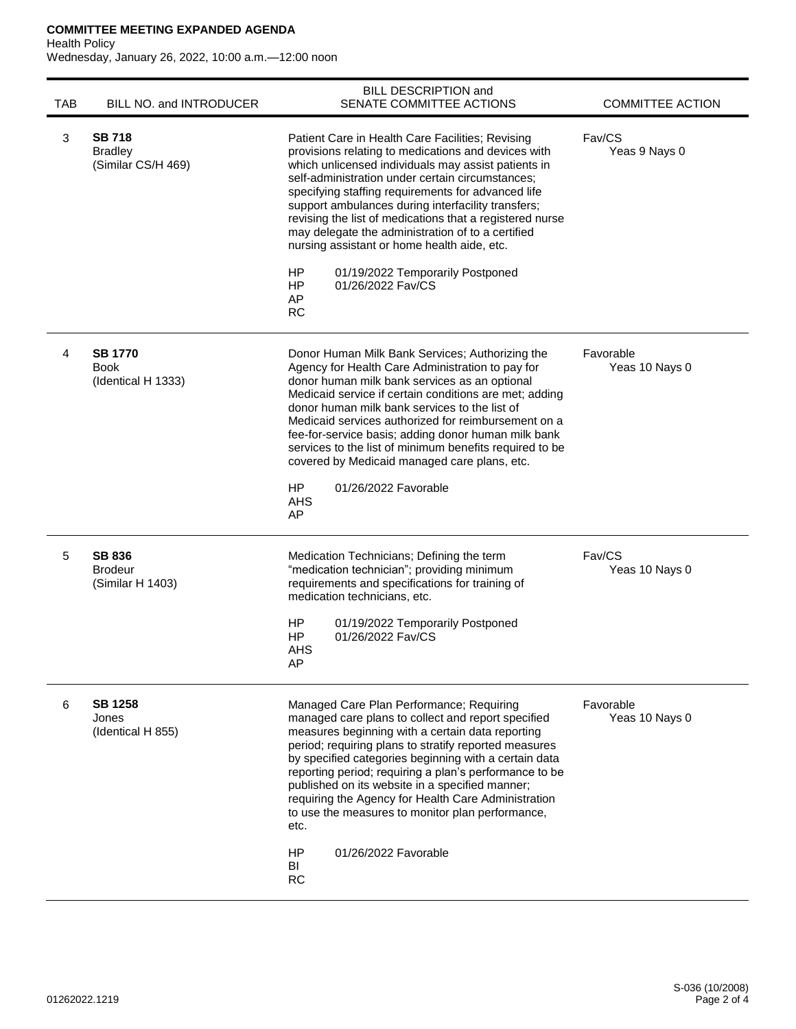**COMMITTEE MEETING EXPANDED AGENDA**
Health Policy
Wednesday, January 26, 2022, 10:00 a.m.—12:00 noon

| TAB | BILL NO. and INTRODUCER | BILL DESCRIPTION and SENATE COMMITTEE ACTIONS | COMMITTEE ACTION |
|---|---|---|---|
| 3 | **SB 718**<br>Bradley<br>(Similar CS/H 469) | Patient Care in Health Care Facilities; Revising provisions relating to medications and devices with which unlicensed individuals may assist patients in self-administration under certain circumstances; specifying staffing requirements for advanced life support ambulances during interfacility transfers; revising the list of medications that a registered nurse may delegate the administration of to a certified nursing assistant or home health aide, etc.<br><br>HP 01/19/2022 Temporarily Postponed<br>HP 01/26/2022 Fav/CS<br>AP<br>RC | Fav/CS<br>Yeas 9 Nays 0 |
| 4 | **SB 1770**<br>Book<br>(Identical H 1333) | Donor Human Milk Bank Services; Authorizing the Agency for Health Care Administration to pay for donor human milk bank services as an optional Medicaid service if certain conditions are met; adding donor human milk bank services to the list of Medicaid services authorized for reimbursement on a fee-for-service basis; adding donor human milk bank services to the list of minimum benefits required to be covered by Medicaid managed care plans, etc.<br><br>HP 01/26/2022 Favorable<br>AHS<br>AP | Favorable<br>Yeas 10 Nays 0 |
| 5 | **SB 836**<br>Brodeur<br>(Similar H 1403) | Medication Technicians; Defining the term "medication technician"; providing minimum requirements and specifications for training of medication technicians, etc.<br><br>HP 01/19/2022 Temporarily Postponed<br>HP 01/26/2022 Fav/CS<br>AHS<br>AP | Fav/CS<br>Yeas 10 Nays 0 |
| 6 | **SB 1258**<br>Jones<br>(Identical H 855) | Managed Care Plan Performance; Requiring managed care plans to collect and report specified measures beginning with a certain data reporting period; requiring plans to stratify reported measures by specified categories beginning with a certain data reporting period; requiring a plan's performance to be published on its website in a specified manner; requiring the Agency for Health Care Administration to use the measures to monitor plan performance, etc.<br><br>HP 01/26/2022 Favorable<br>BI<br>RC | Favorable<br>Yeas 10 Nays 0 |

01262022.1219

S-036 (10/2008)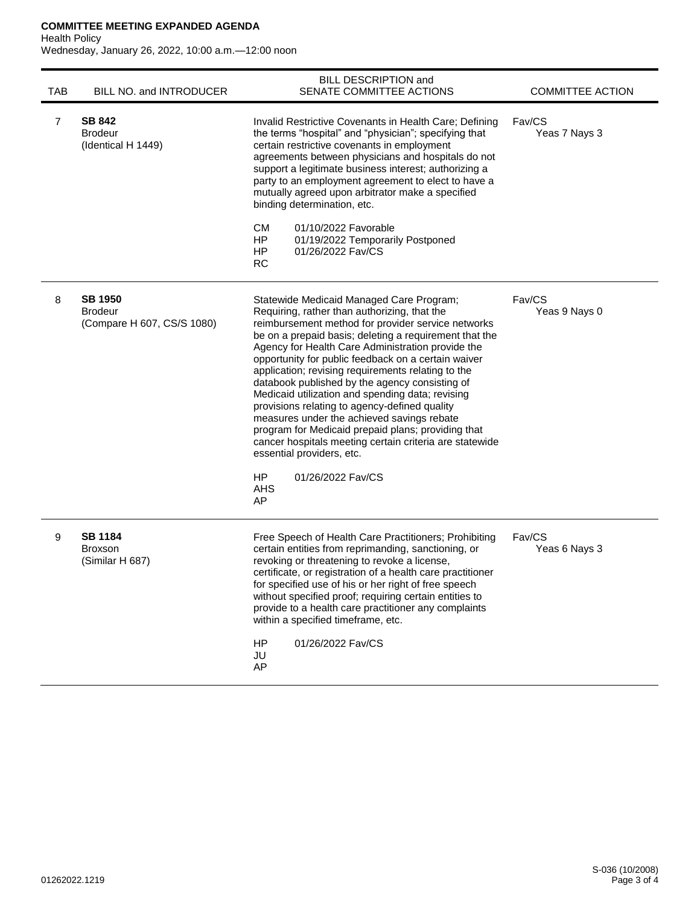**COMMITTEE MEETING EXPANDED AGENDA**
Health Policy
Wednesday, January 26, 2022, 10:00 a.m.—12:00 noon

| TAB | BILL NO. and INTRODUCER | BILL DESCRIPTION and SENATE COMMITTEE ACTIONS | COMMITTEE ACTION |
|---|---|---|---|
| 7 | **SB 842**<br>Brodeur<br>(Identical H 1449) | Invalid Restrictive Covenants in Health Care; Defining the terms "hospital" and "physician"; specifying that certain restrictive covenants in employment agreements between physicians and hospitals do not support a legitimate business interest; authorizing a party to an employment agreement to elect to have a mutually agreed upon arbitrator make a specified binding determination, etc.<br><br>CM 01/10/2022 Favorable<br>HP 01/19/2022 Temporarily Postponed<br>HP 01/26/2022 Fav/CS<br>RC | Fav/CS<br>Yeas 7 Nays 3 |
| 8 | **SB 1950**<br>Brodeur<br>(Compare H 607, CS/S 1080) | Statewide Medicaid Managed Care Program; Requiring, rather than authorizing, that the reimbursement method for provider service networks be on a prepaid basis; deleting a requirement that the Agency for Health Care Administration provide the opportunity for public feedback on a certain waiver application; revising requirements relating to the databook published by the agency consisting of Medicaid utilization and spending data; revising provisions relating to agency-defined quality measures under the achieved savings rebate program for Medicaid prepaid plans; providing that cancer hospitals meeting certain criteria are statewide essential providers, etc.<br><br>HP 01/26/2022 Fav/CS<br>AHS<br>AP | Fav/CS<br>Yeas 9 Nays 0 |
| 9 | **SB 1184**<br>Broxson<br>(Similar H 687) | Free Speech of Health Care Practitioners; Prohibiting certain entities from reprimanding, sanctioning, or revoking or threatening to revoke a license, certificate, or registration of a health care practitioner for specified use of his or her right of free speech without specified proof; requiring certain entities to provide to a health care practitioner any complaints within a specified timeframe, etc.<br><br>HP 01/26/2022 Fav/CS<br>JU<br>AP | Fav/CS<br>Yeas 6 Nays 3 |

01262022.1219

S-036 (10/2008)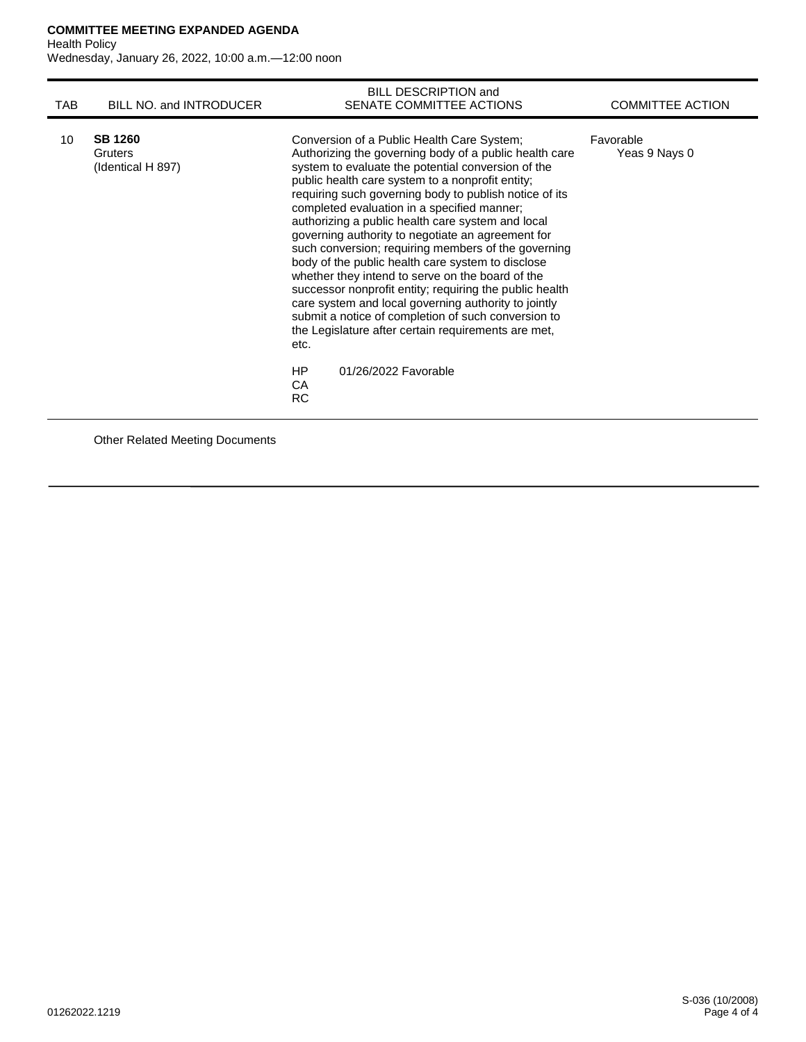**COMMITTEE MEETING EXPANDED AGENDA**
Health Policy
Wednesday, January 26, 2022, 10:00 a.m.—12:00 noon

| TAB | BILL NO. and INTRODUCER | BILL DESCRIPTION and SENATE COMMITTEE ACTIONS | COMMITTEE ACTION |
|---|---|---|---|
| 10 | **SB 1260** Gruters (Identical H 897) | Conversion of a Public Health Care System; Authorizing the governing body of a public health care system to evaluate the potential conversion of the public health care system to a nonprofit entity; requiring such governing body to publish notice of its completed evaluation in a specified manner; authorizing a public health care system and local governing authority to negotiate an agreement for such conversion; requiring members of the governing body of the public health care system to disclose whether they intend to serve on the board of the successor nonprofit entity; requiring the public health care system and local governing authority to jointly submit a notice of completion of such conversion to the Legislature after certain requirements are met, etc.<br><br>HP 01/26/2022 Favorable<br>CA<br>RC | Favorable Yeas 9 Nays 0 |

Other Related Meeting Documents

01262022.1219

S-036 (10/2008)